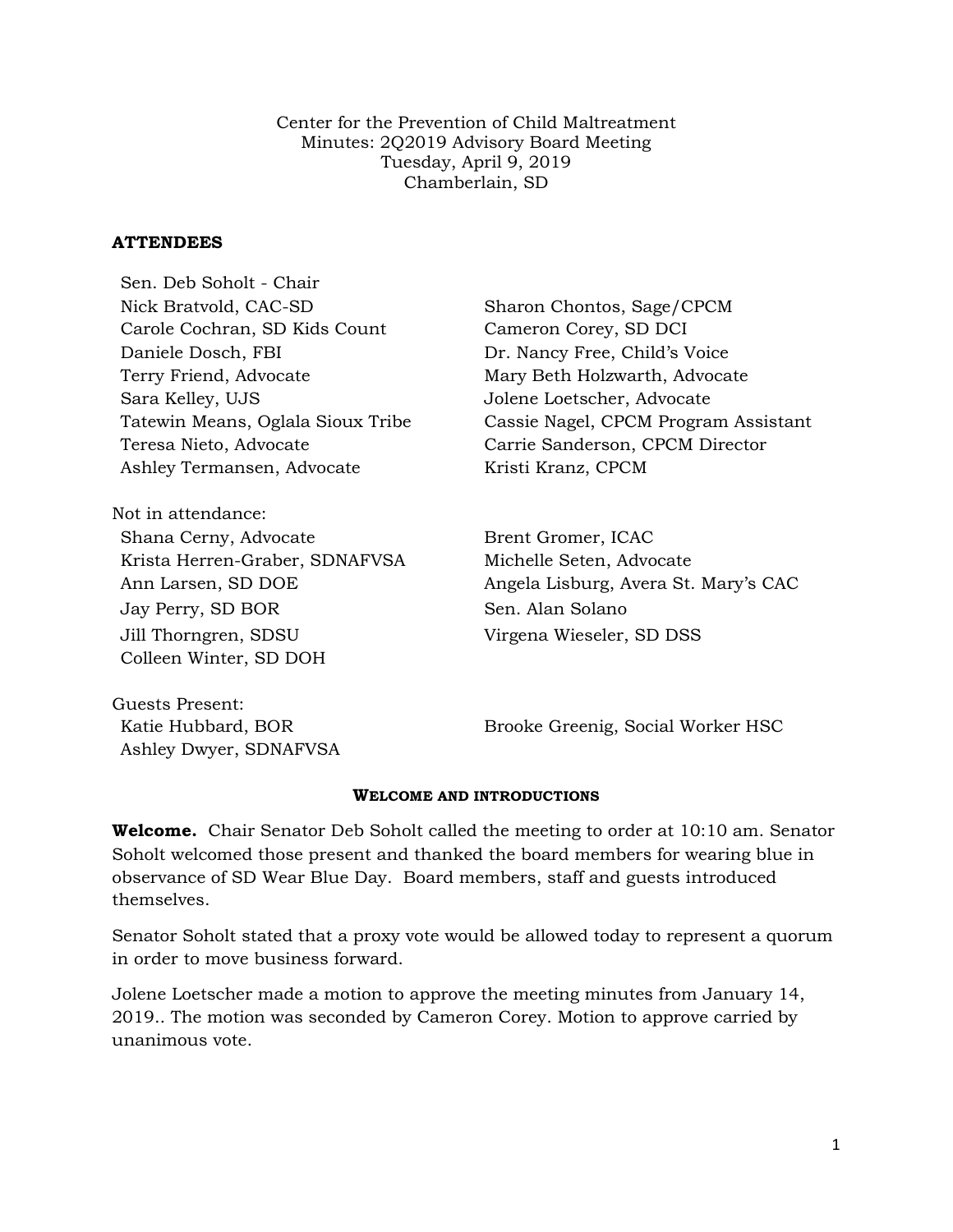Center for the Prevention of Child Maltreatment
Minutes: 2Q2019 Advisory Board Meeting
Tuesday, April 9, 2019
Chamberlain, SD

**ATTENDEES**

Sen. Deb Soholt - Chair
Nick Bratvold, CAC-SD
Carole Cochran, SD Kids Count
Daniele Dosch, FBI
Terry Friend, Advocate
Sara Kelley, UJS
Tatewin Means, Oglala Sioux Tribe
Teresa Nieto, Advocate
Ashley Termansen, Advocate
Sharon Chontos, Sage/CPCM
Cameron Corey, SD DCI
Dr. Nancy Free, Child's Voice
Mary Beth Holzwarth, Advocate
Jolene Loetscher, Advocate
Cassie Nagel, CPCM Program Assistant
Carrie Sanderson, CPCM Director
Kristi Kranz, CPCM

Not in attendance:
Shana Cerny, Advocate
Krista Herren-Graber, SDNAFVSA
Ann Larsen, SD DOE
Jay Perry, SD BOR
Jill Thorngren, SDSU
Colleen Winter, SD DOH
Brent Gromer, ICAC
Michelle Seten, Advocate
Angela Lisburg, Avera St. Mary's CAC
Sen. Alan Solano
Virgena Wieseler, SD DSS

Guests Present:
Katie Hubbard, BOR
Ashley Dwyer, SDNAFVSA
Brooke Greenig, Social Worker HSC

**WELCOME AND INTRODUCTIONS**

**Welcome.** Chair Senator Deb Soholt called the meeting to order at 10:10 am. Senator Soholt welcomed those present and thanked the board members for wearing blue in observance of SD Wear Blue Day. Board members, staff and guests introduced themselves.

Senator Soholt stated that a proxy vote would be allowed today to represent a quorum in order to move business forward.

Jolene Loetscher made a motion to approve the meeting minutes from January 14, 2019.. The motion was seconded by Cameron Corey. Motion to approve carried by unanimous vote.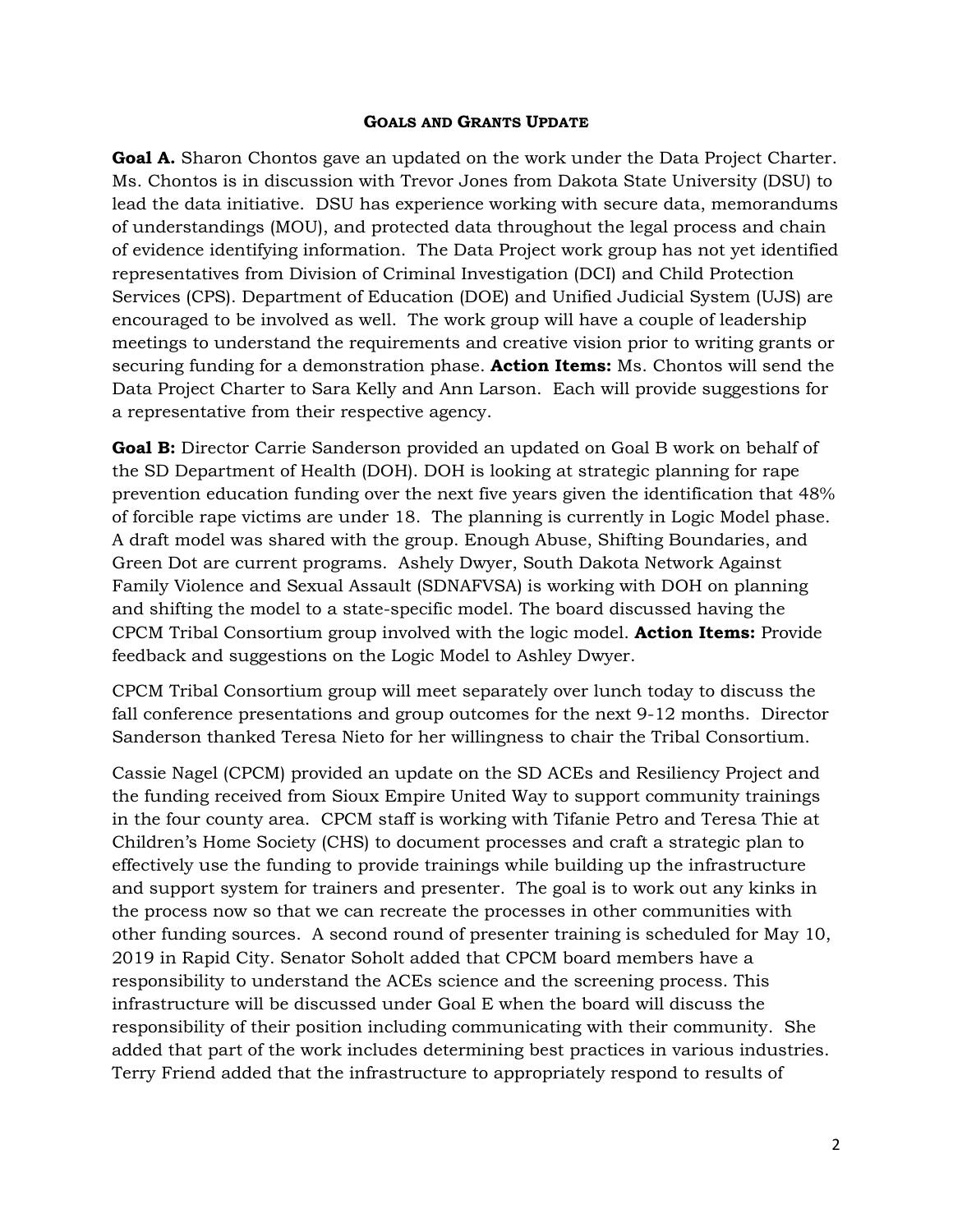### Goals and Grants Update

**Goal A.** Sharon Chontos gave an updated on the work under the Data Project Charter. Ms. Chontos is in discussion with Trevor Jones from Dakota State University (DSU) to lead the data initiative. DSU has experience working with secure data, memorandums of understandings (MOU), and protected data throughout the legal process and chain of evidence identifying information. The Data Project work group has not yet identified representatives from Division of Criminal Investigation (DCI) and Child Protection Services (CPS). Department of Education (DOE) and Unified Judicial System (UJS) are encouraged to be involved as well. The work group will have a couple of leadership meetings to understand the requirements and creative vision prior to writing grants or securing funding for a demonstration phase. **Action Items:** Ms. Chontos will send the Data Project Charter to Sara Kelly and Ann Larson. Each will provide suggestions for a representative from their respective agency.

**Goal B:** Director Carrie Sanderson provided an updated on Goal B work on behalf of the SD Department of Health (DOH). DOH is looking at strategic planning for rape prevention education funding over the next five years given the identification that 48% of forcible rape victims are under 18. The planning is currently in Logic Model phase. A draft model was shared with the group. Enough Abuse, Shifting Boundaries, and Green Dot are current programs. Ashely Dwyer, South Dakota Network Against Family Violence and Sexual Assault (SDNAFVSA) is working with DOH on planning and shifting the model to a state-specific model. The board discussed having the CPCM Tribal Consortium group involved with the logic model. **Action Items:** Provide feedback and suggestions on the Logic Model to Ashley Dwyer.

CPCM Tribal Consortium group will meet separately over lunch today to discuss the fall conference presentations and group outcomes for the next 9-12 months. Director Sanderson thanked Teresa Nieto for her willingness to chair the Tribal Consortium.

Cassie Nagel (CPCM) provided an update on the SD ACEs and Resiliency Project and the funding received from Sioux Empire United Way to support community trainings in the four county area. CPCM staff is working with Tifanie Petro and Teresa Thie at Children's Home Society (CHS) to document processes and craft a strategic plan to effectively use the funding to provide trainings while building up the infrastructure and support system for trainers and presenter. The goal is to work out any kinks in the process now so that we can recreate the processes in other communities with other funding sources. A second round of presenter training is scheduled for May 10, 2019 in Rapid City. Senator Soholt added that CPCM board members have a responsibility to understand the ACEs science and the screening process. This infrastructure will be discussed under Goal E when the board will discuss the responsibility of their position including communicating with their community. She added that part of the work includes determining best practices in various industries. Terry Friend added that the infrastructure to appropriately respond to results of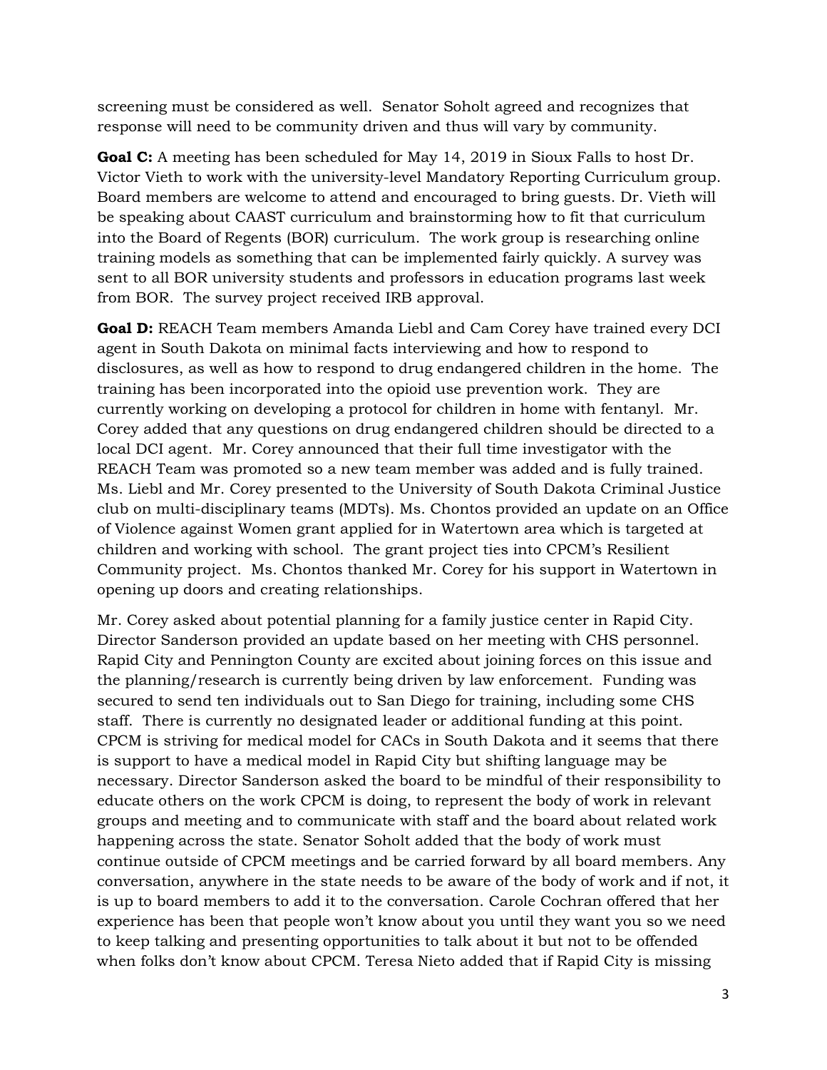screening must be considered as well. Senator Soholt agreed and recognizes that response will need to be community driven and thus will vary by community.

**Goal C:** A meeting has been scheduled for May 14, 2019 in Sioux Falls to host Dr. Victor Vieth to work with the university-level Mandatory Reporting Curriculum group. Board members are welcome to attend and encouraged to bring guests. Dr. Vieth will be speaking about CAAST curriculum and brainstorming how to fit that curriculum into the Board of Regents (BOR) curriculum. The work group is researching online training models as something that can be implemented fairly quickly. A survey was sent to all BOR university students and professors in education programs last week from BOR. The survey project received IRB approval.

**Goal D:** REACH Team members Amanda Liebl and Cam Corey have trained every DCI agent in South Dakota on minimal facts interviewing and how to respond to disclosures, as well as how to respond to drug endangered children in the home. The training has been incorporated into the opioid use prevention work. They are currently working on developing a protocol for children in home with fentanyl. Mr. Corey added that any questions on drug endangered children should be directed to a local DCI agent. Mr. Corey announced that their full time investigator with the REACH Team was promoted so a new team member was added and is fully trained. Ms. Liebl and Mr. Corey presented to the University of South Dakota Criminal Justice club on multi-disciplinary teams (MDTs). Ms. Chontos provided an update on an Office of Violence against Women grant applied for in Watertown area which is targeted at children and working with school. The grant project ties into CPCM's Resilient Community project. Ms. Chontos thanked Mr. Corey for his support in Watertown in opening up doors and creating relationships.

Mr. Corey asked about potential planning for a family justice center in Rapid City. Director Sanderson provided an update based on her meeting with CHS personnel. Rapid City and Pennington County are excited about joining forces on this issue and the planning/research is currently being driven by law enforcement. Funding was secured to send ten individuals out to San Diego for training, including some CHS staff. There is currently no designated leader or additional funding at this point. CPCM is striving for medical model for CACs in South Dakota and it seems that there is support to have a medical model in Rapid City but shifting language may be necessary. Director Sanderson asked the board to be mindful of their responsibility to educate others on the work CPCM is doing, to represent the body of work in relevant groups and meeting and to communicate with staff and the board about related work happening across the state. Senator Soholt added that the body of work must continue outside of CPCM meetings and be carried forward by all board members. Any conversation, anywhere in the state needs to be aware of the body of work and if not, it is up to board members to add it to the conversation. Carole Cochran offered that her experience has been that people won't know about you until they want you so we need to keep talking and presenting opportunities to talk about it but not to be offended when folks don't know about CPCM. Teresa Nieto added that if Rapid City is missing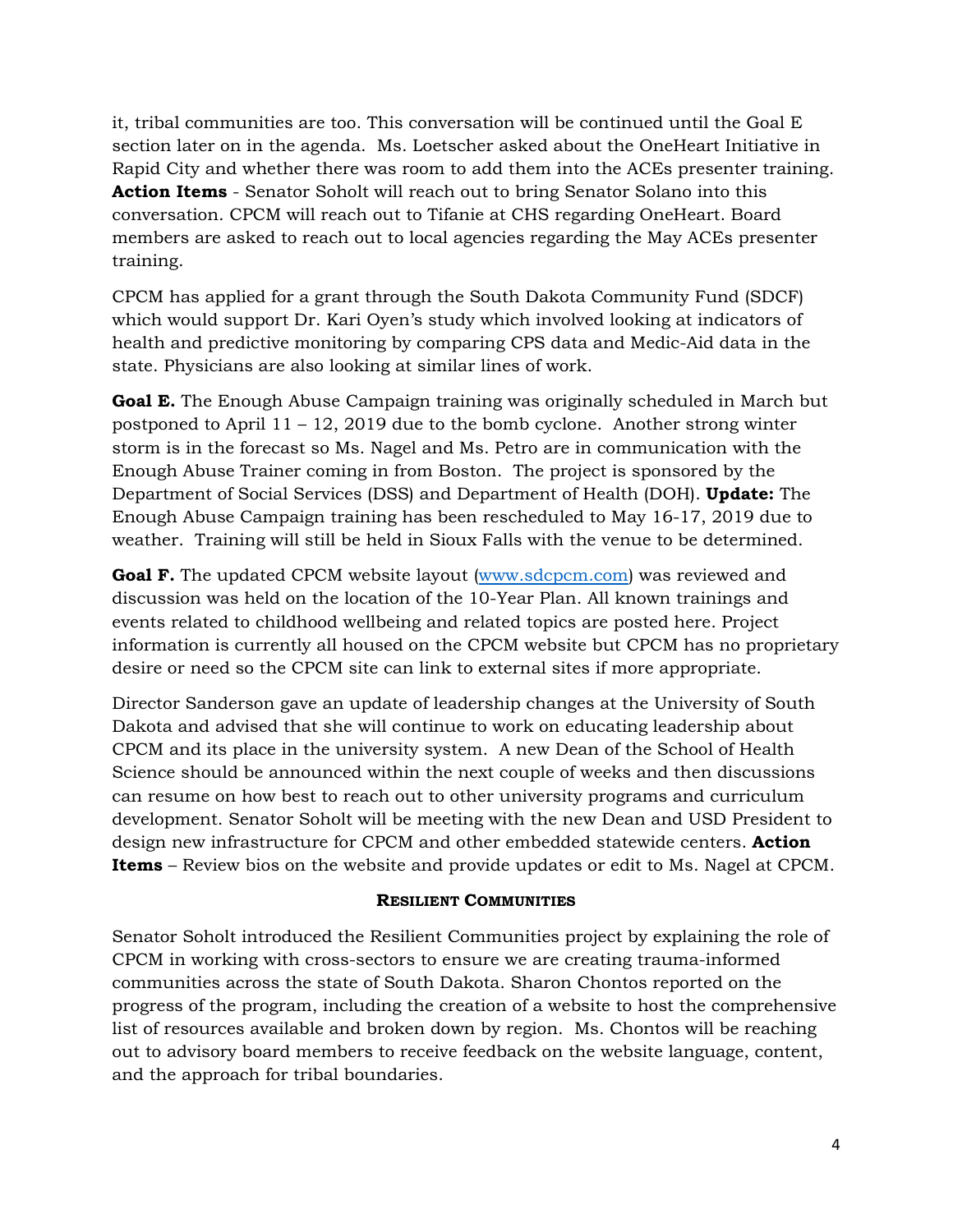it, tribal communities are too. This conversation will be continued until the Goal E section later on in the agenda. Ms. Loetscher asked about the OneHeart Initiative in Rapid City and whether there was room to add them into the ACEs presenter training. **Action Items** - Senator Soholt will reach out to bring Senator Solano into this conversation. CPCM will reach out to Tifanie at CHS regarding OneHeart. Board members are asked to reach out to local agencies regarding the May ACEs presenter training.

CPCM has applied for a grant through the South Dakota Community Fund (SDCF) which would support Dr. Kari Oyen's study which involved looking at indicators of health and predictive monitoring by comparing CPS data and Medic-Aid data in the state. Physicians are also looking at similar lines of work.

**Goal E.** The Enough Abuse Campaign training was originally scheduled in March but postponed to April 11 – 12, 2019 due to the bomb cyclone. Another strong winter storm is in the forecast so Ms. Nagel and Ms. Petro are in communication with the Enough Abuse Trainer coming in from Boston. The project is sponsored by the Department of Social Services (DSS) and Department of Health (DOH). **Update:** The Enough Abuse Campaign training has been rescheduled to May 16-17, 2019 due to weather. Training will still be held in Sioux Falls with the venue to be determined.

**Goal F.** The updated CPCM website layout ([www.sdcpcm.com](www.sdcpcm.com)) was reviewed and discussion was held on the location of the 10-Year Plan. All known trainings and events related to childhood wellbeing and related topics are posted here. Project information is currently all housed on the CPCM website but CPCM has no proprietary desire or need so the CPCM site can link to external sites if more appropriate.

Director Sanderson gave an update of leadership changes at the University of South Dakota and advised that she will continue to work on educating leadership about CPCM and its place in the university system. A new Dean of the School of Health Science should be announced within the next couple of weeks and then discussions can resume on how best to reach out to other university programs and curriculum development. Senator Soholt will be meeting with the new Dean and USD President to design new infrastructure for CPCM and other embedded statewide centers. **Action Items** – Review bios on the website and provide updates or edit to Ms. Nagel at CPCM.

### Resilient Communities

Senator Soholt introduced the Resilient Communities project by explaining the role of CPCM in working with cross-sectors to ensure we are creating trauma-informed communities across the state of South Dakota. Sharon Chontos reported on the progress of the program, including the creation of a website to host the comprehensive list of resources available and broken down by region. Ms. Chontos will be reaching out to advisory board members to receive feedback on the website language, content, and the approach for tribal boundaries.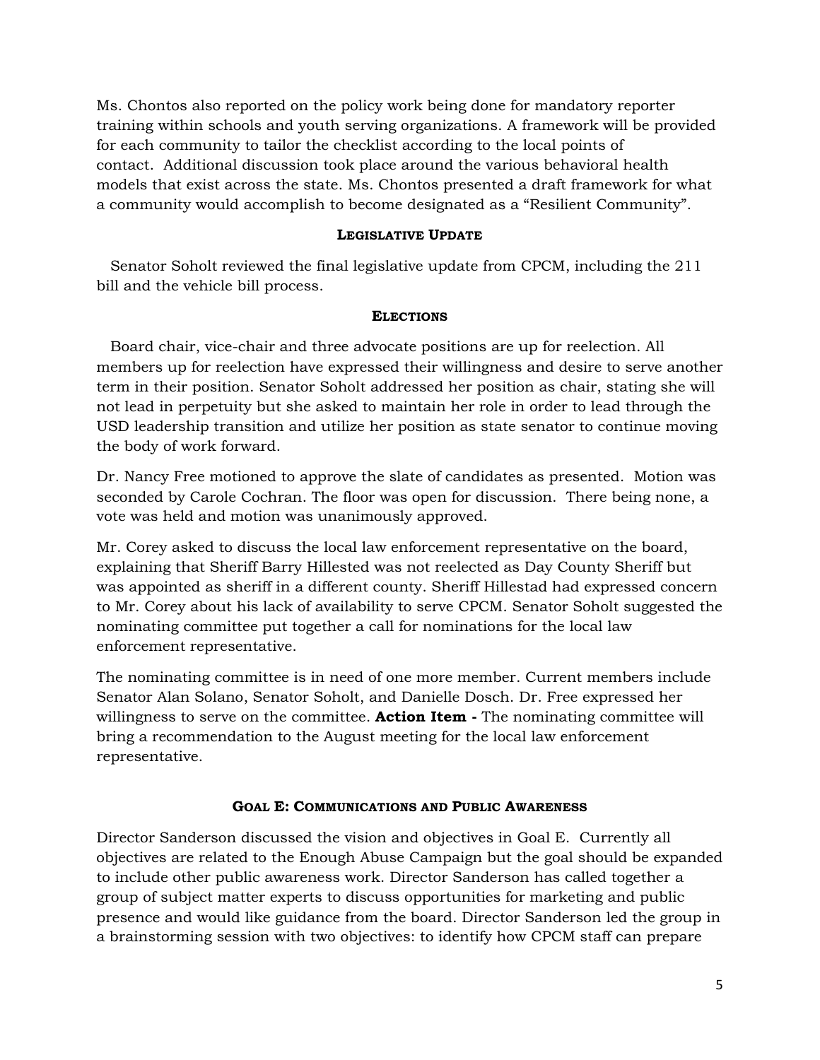Ms. Chontos also reported on the policy work being done for mandatory reporter training within schools and youth serving organizations. A framework will be provided for each community to tailor the checklist according to the local points of contact. Additional discussion took place around the various behavioral health models that exist across the state. Ms. Chontos presented a draft framework for what a community would accomplish to become designated as a "Resilient Community".

## Legislative Update

Senator Soholt reviewed the final legislative update from CPCM, including the 211 bill and the vehicle bill process.

## Elections

Board chair, vice-chair and three advocate positions are up for reelection. All members up for reelection have expressed their willingness and desire to serve another term in their position. Senator Soholt addressed her position as chair, stating she will not lead in perpetuity but she asked to maintain her role in order to lead through the USD leadership transition and utilize her position as state senator to continue moving the body of work forward.

Dr. Nancy Free motioned to approve the slate of candidates as presented. Motion was seconded by Carole Cochran. The floor was open for discussion. There being none, a vote was held and motion was unanimously approved.

Mr. Corey asked to discuss the local law enforcement representative on the board, explaining that Sheriff Barry Hillested was not reelected as Day County Sheriff but was appointed as sheriff in a different county. Sheriff Hillestad had expressed concern to Mr. Corey about his lack of availability to serve CPCM. Senator Soholt suggested the nominating committee put together a call for nominations for the local law enforcement representative.

The nominating committee is in need of one more member. Current members include Senator Alan Solano, Senator Soholt, and Danielle Dosch. Dr. Free expressed her willingness to serve on the committee. **Action Item -** The nominating committee will bring a recommendation to the August meeting for the local law enforcement representative.

## Goal E: Communications and Public Awareness

Director Sanderson discussed the vision and objectives in Goal E. Currently all objectives are related to the Enough Abuse Campaign but the goal should be expanded to include other public awareness work. Director Sanderson has called together a group of subject matter experts to discuss opportunities for marketing and public presence and would like guidance from the board. Director Sanderson led the group in a brainstorming session with two objectives: to identify how CPCM staff can prepare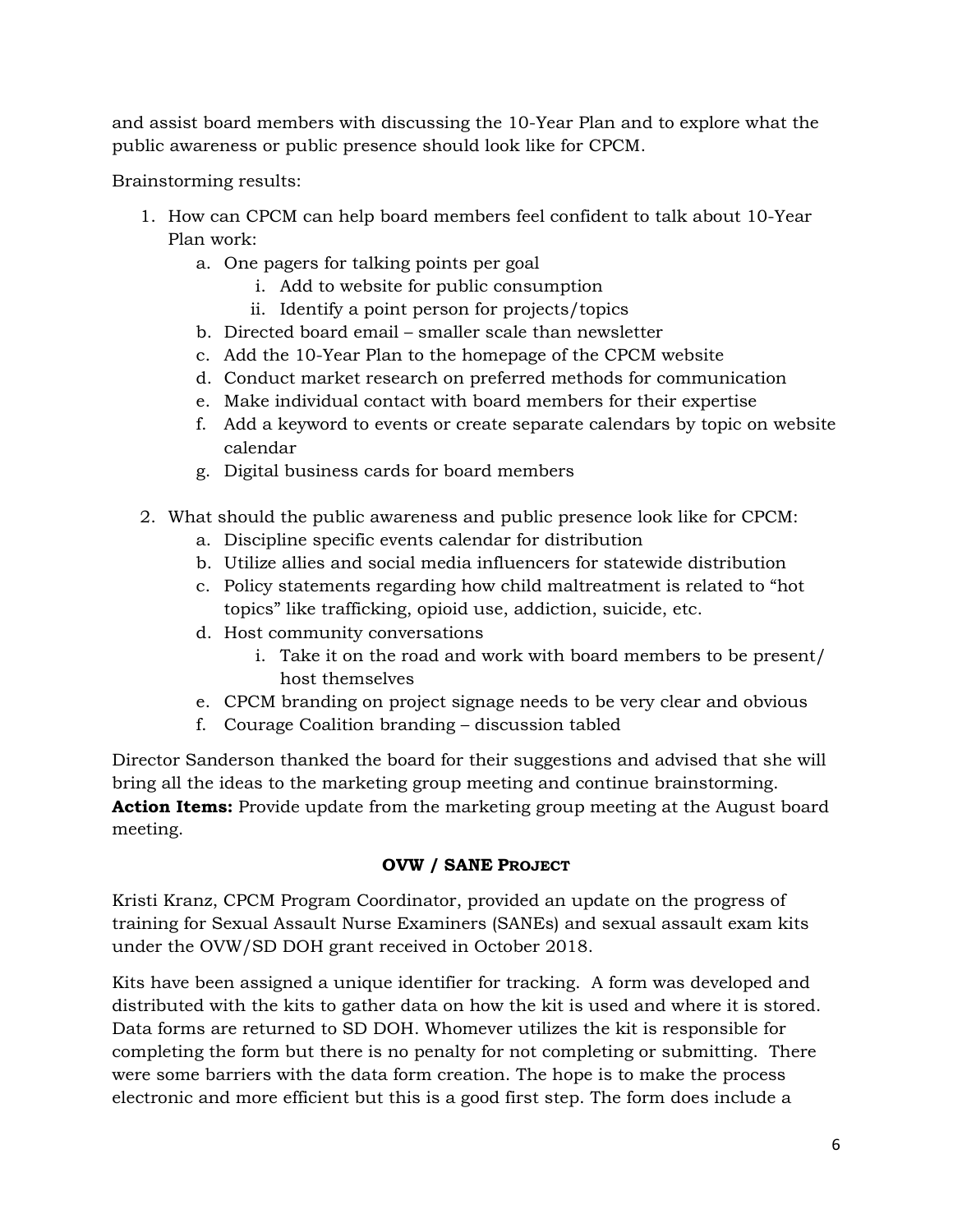and assist board members with discussing the 10-Year Plan and to explore what the public awareness or public presence should look like for CPCM.

Brainstorming results:

1. How can CPCM can help board members feel confident to talk about 10-Year Plan work:
    a. One pagers for talking points per goal
        i. Add to website for public consumption
        ii. Identify a point person for projects/topics
    b. Directed board email – smaller scale than newsletter
    c. Add the 10-Year Plan to the homepage of the CPCM website
    d. Conduct market research on preferred methods for communication
    e. Make individual contact with board members for their expertise
    f. Add a keyword to events or create separate calendars by topic on website calendar
    g. Digital business cards for board members

2. What should the public awareness and public presence look like for CPCM:
    a. Discipline specific events calendar for distribution
    b. Utilize allies and social media influencers for statewide distribution
    c. Policy statements regarding how child maltreatment is related to "hot topics" like trafficking, opioid use, addiction, suicide, etc.
    d. Host community conversations
        i. Take it on the road and work with board members to be present/ host themselves
    e. CPCM branding on project signage needs to be very clear and obvious
    f. Courage Coalition branding – discussion tabled

Director Sanderson thanked the board for their suggestions and advised that she will bring all the ideas to the marketing group meeting and continue brainstorming.
**Action Items:** Provide update from the marketing group meeting at the August board meeting.

### OVW / SANE PROJECT

Kristi Kranz, CPCM Program Coordinator, provided an update on the progress of training for Sexual Assault Nurse Examiners (SANEs) and sexual assault exam kits under the OVW/SD DOH grant received in October 2018.

Kits have been assigned a unique identifier for tracking. A form was developed and distributed with the kits to gather data on how the kit is used and where it is stored. Data forms are returned to SD DOH. Whomever utilizes the kit is responsible for completing the form but there is no penalty for not completing or submitting. There were some barriers with the data form creation. The hope is to make the process electronic and more efficient but this is a good first step. The form does include a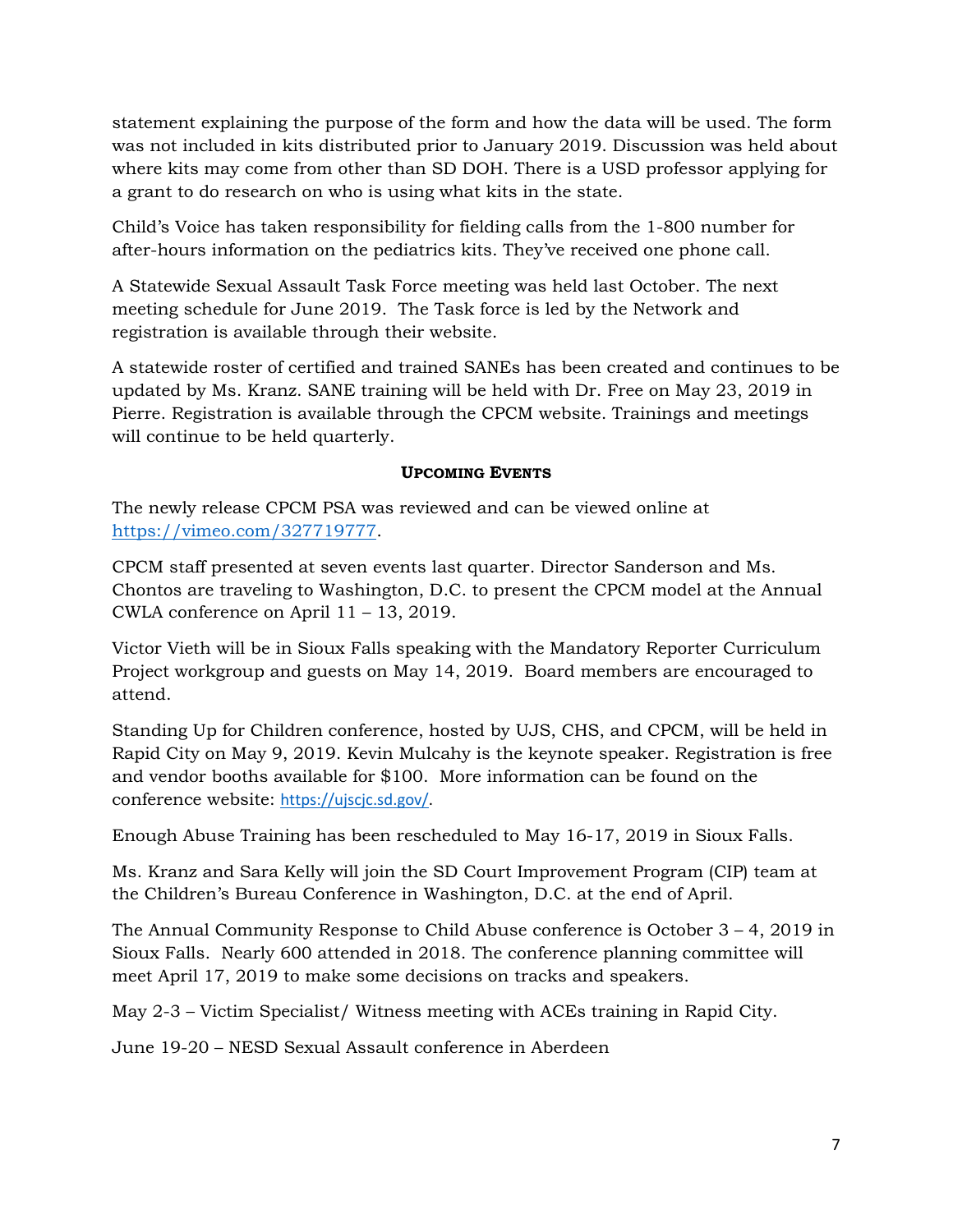statement explaining the purpose of the form and how the data will be used. The form was not included in kits distributed prior to January 2019. Discussion was held about where kits may come from other than SD DOH. There is a USD professor applying for a grant to do research on who is using what kits in the state.

Child's Voice has taken responsibility for fielding calls from the 1-800 number for after-hours information on the pediatrics kits. They've received one phone call.

A Statewide Sexual Assault Task Force meeting was held last October. The next meeting schedule for June 2019. The Task force is led by the Network and registration is available through their website.

A statewide roster of certified and trained SANEs has been created and continues to be updated by Ms. Kranz. SANE training will be held with Dr. Free on May 23, 2019 in Pierre. Registration is available through the CPCM website. Trainings and meetings will continue to be held quarterly.

### **UPCOMING EVENTS**

The newly release CPCM PSA was reviewed and can be viewed online at https://vimeo.com/327719777.

CPCM staff presented at seven events last quarter. Director Sanderson and Ms. Chontos are traveling to Washington, D.C. to present the CPCM model at the Annual CWLA conference on April 11 – 13, 2019.

Victor Vieth will be in Sioux Falls speaking with the Mandatory Reporter Curriculum Project workgroup and guests on May 14, 2019. Board members are encouraged to attend.

Standing Up for Children conference, hosted by UJS, CHS, and CPCM, will be held in Rapid City on May 9, 2019. Kevin Mulcahy is the keynote speaker. Registration is free and vendor booths available for $100. More information can be found on the conference website: https://ujscjc.sd.gov/.

Enough Abuse Training has been rescheduled to May 16-17, 2019 in Sioux Falls.

Ms. Kranz and Sara Kelly will join the SD Court Improvement Program (CIP) team at the Children's Bureau Conference in Washington, D.C. at the end of April.

The Annual Community Response to Child Abuse conference is October 3 – 4, 2019 in Sioux Falls. Nearly 600 attended in 2018. The conference planning committee will meet April 17, 2019 to make some decisions on tracks and speakers.

May 2-3 – Victim Specialist/ Witness meeting with ACEs training in Rapid City.

June 19-20 – NESD Sexual Assault conference in Aberdeen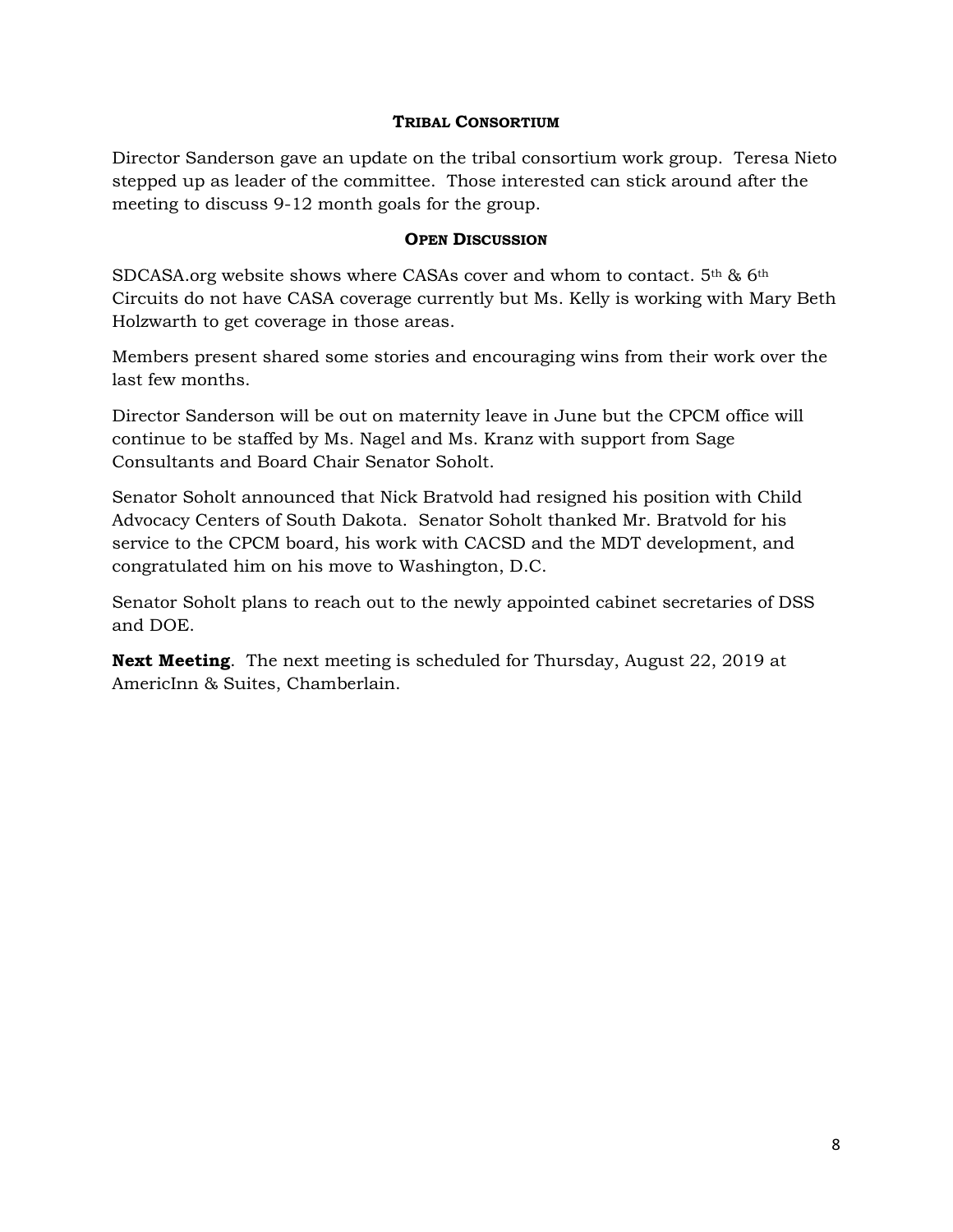### Tribal Consortium

Director Sanderson gave an update on the tribal consortium work group. Teresa Nieto stepped up as leader of the committee. Those interested can stick around after the meeting to discuss 9-12 month goals for the group.

### Open Discussion

SDCASA.org website shows where CASAs cover and whom to contact. 5th & 6th Circuits do not have CASA coverage currently but Ms. Kelly is working with Mary Beth Holzwarth to get coverage in those areas.

Members present shared some stories and encouraging wins from their work over the last few months.

Director Sanderson will be out on maternity leave in June but the CPCM office will continue to be staffed by Ms. Nagel and Ms. Kranz with support from Sage Consultants and Board Chair Senator Soholt.

Senator Soholt announced that Nick Bratvold had resigned his position with Child Advocacy Centers of South Dakota. Senator Soholt thanked Mr. Bratvold for his service to the CPCM board, his work with CACSD and the MDT development, and congratulated him on his move to Washington, D.C.

Senator Soholt plans to reach out to the newly appointed cabinet secretaries of DSS and DOE.

**Next Meeting**. The next meeting is scheduled for Thursday, August 22, 2019 at AmericInn & Suites, Chamberlain.